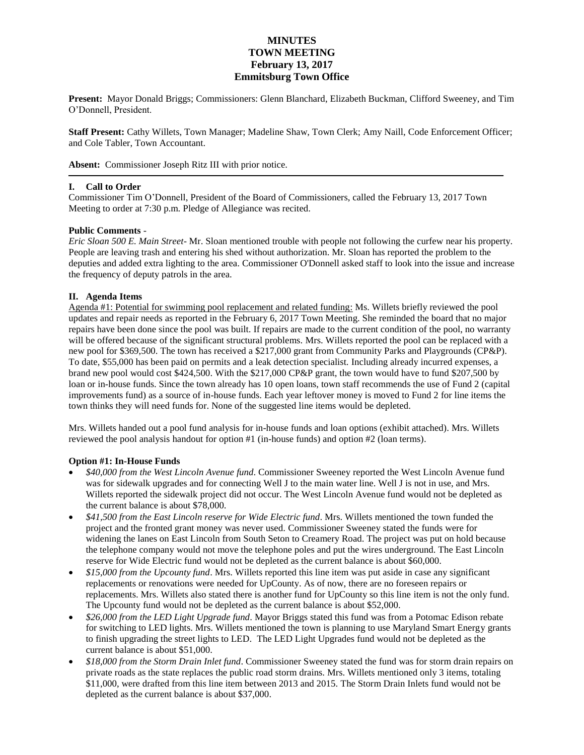# MINUTES
# TOWN MEETING
# February 13, 2017
# Emmitsburg Town Office

**Present:** Mayor Donald Briggs; Commissioners: Glenn Blanchard, Elizabeth Buckman, Clifford Sweeney, and Tim O'Donnell, President.

**Staff Present:** Cathy Willets, Town Manager; Madeline Shaw, Town Clerk; Amy Naill, Code Enforcement Officer; and Cole Tabler, Town Accountant.

**Absent:** Commissioner Joseph Ritz III with prior notice.

---

## I. Call to Order

Commissioner Tim O'Donnell, President of the Board of Commissioners, called the February 13, 2017 Town Meeting to order at 7:30 p.m. Pledge of Allegiance was recited.

**Public Comments** -

*Eric Sloan 500 E. Main Street*- Mr. Sloan mentioned trouble with people not following the curfew near his property. People are leaving trash and entering his shed without authorization. Mr. Sloan has reported the problem to the deputies and added extra lighting to the area. Commissioner O'Donnell asked staff to look into the issue and increase the frequency of deputy patrols in the area.

## II. Agenda Items

Agenda #1: Potential for swimming pool replacement and related funding: Ms. Willets briefly reviewed the pool updates and repair needs as reported in the February 6, 2017 Town Meeting. She reminded the board that no major repairs have been done since the pool was built. If repairs are made to the current condition of the pool, no warranty will be offered because of the significant structural problems. Mrs. Willets reported the pool can be replaced with a new pool for $369,500. The town has received a $217,000 grant from Community Parks and Playgrounds (CP&P). To date, $55,000 has been paid on permits and a leak detection specialist. Including already incurred expenses, a brand new pool would cost $424,500. With the $217,000 CP&P grant, the town would have to fund $207,500 by loan or in-house funds. Since the town already has 10 open loans, town staff recommends the use of Fund 2 (capital improvements fund) as a source of in-house funds. Each year leftover money is moved to Fund 2 for line items the town thinks they will need funds for. None of the suggested line items would be depleted.

Mrs. Willets handed out a pool fund analysis for in-house funds and loan options (exhibit attached). Mrs. Willets reviewed the pool analysis handout for option #1 (in-house funds) and option #2 (loan terms).

**Option #1: In-House Funds**

- *$40,000 from the West Lincoln Avenue fund*. Commissioner Sweeney reported the West Lincoln Avenue fund was for sidewalk upgrades and for connecting Well J to the main water line. Well J is not in use, and Mrs. Willets reported the sidewalk project did not occur. The West Lincoln Avenue fund would not be depleted as the current balance is about $78,000.
- *$41,500 from the East Lincoln reserve for Wide Electric fund*. Mrs. Willets mentioned the town funded the project and the fronted grant money was never used. Commissioner Sweeney stated the funds were for widening the lanes on East Lincoln from South Seton to Creamery Road. The project was put on hold because the telephone company would not move the telephone poles and put the wires underground. The East Lincoln reserve for Wide Electric fund would not be depleted as the current balance is about $60,000.
- *$15,000 from the Upcounty fund*. Mrs. Willets reported this line item was put aside in case any significant replacements or renovations were needed for UpCounty. As of now, there are no foreseen repairs or replacements. Mrs. Willets also stated there is another fund for UpCounty so this line item is not the only fund. The Upcounty fund would not be depleted as the current balance is about $52,000.
- *$26,000 from the LED Light Upgrade fund*. Mayor Briggs stated this fund was from a Potomac Edison rebate for switching to LED lights. Mrs. Willets mentioned the town is planning to use Maryland Smart Energy grants to finish upgrading the street lights to LED. The LED Light Upgrades fund would not be depleted as the current balance is about $51,000.
- *$18,000 from the Storm Drain Inlet fund*. Commissioner Sweeney stated the fund was for storm drain repairs on private roads as the state replaces the public road storm drains. Mrs. Willets mentioned only 3 items, totaling $11,000, were drafted from this line item between 2013 and 2015. The Storm Drain Inlets fund would not be depleted as the current balance is about $37,000.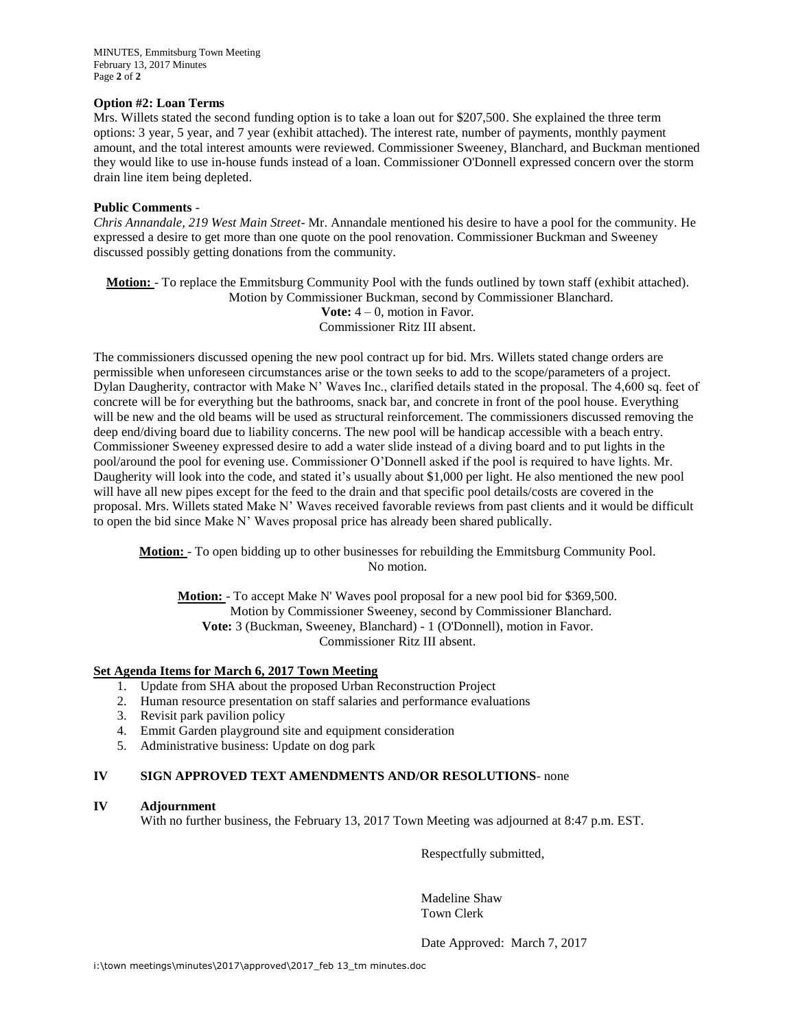**Option #2: Loan Terms**

Mrs. Willets stated the second funding option is to take a loan out for $207,500. She explained the three term options: 3 year, 5 year, and 7 year (exhibit attached). The interest rate, number of payments, monthly payment amount, and the total interest amounts were reviewed. Commissioner Sweeney, Blanchard, and Buckman mentioned they would like to use in-house funds instead of a loan. Commissioner O'Donnell expressed concern over the storm drain line item being depleted.

**Public Comments** -

*Chris Annandale, 219 West Main Street*- Mr. Annandale mentioned his desire to have a pool for the community. He expressed a desire to get more than one quote on the pool renovation. Commissioner Buckman and Sweeney discussed possibly getting donations from the community.

**Motion:** - To replace the Emmitsburg Community Pool with the funds outlined by town staff (exhibit attached).
Motion by Commissioner Buckman, second by Commissioner Blanchard.
**Vote:** 4 – 0, motion in Favor.
Commissioner Ritz III absent.

The commissioners discussed opening the new pool contract up for bid. Mrs. Willets stated change orders are permissible when unforeseen circumstances arise or the town seeks to add to the scope/parameters of a project. Dylan Daugherity, contractor with Make N' Waves Inc., clarified details stated in the proposal. The 4,600 sq. feet of concrete will be for everything but the bathrooms, snack bar, and concrete in front of the pool house. Everything will be new and the old beams will be used as structural reinforcement. The commissioners discussed removing the deep end/diving board due to liability concerns. The new pool will be handicap accessible with a beach entry. Commissioner Sweeney expressed desire to add a water slide instead of a diving board and to put lights in the pool/around the pool for evening use. Commissioner O'Donnell asked if the pool is required to have lights. Mr. Daugherity will look into the code, and stated it's usually about $1,000 per light. He also mentioned the new pool will have all new pipes except for the feed to the drain and that specific pool details/costs are covered in the proposal. Mrs. Willets stated Make N' Waves received favorable reviews from past clients and it would be difficult to open the bid since Make N' Waves proposal price has already been shared publically.

**Motion:** - To open bidding up to other businesses for rebuilding the Emmitsburg Community Pool.
No motion.

**Motion:** - To accept Make N' Waves pool proposal for a new pool bid for $369,500.
Motion by Commissioner Sweeney, second by Commissioner Blanchard.
**Vote:** 3 (Buckman, Sweeney, Blanchard) - 1 (O'Donnell), motion in Favor.
Commissioner Ritz III absent.

**Set Agenda Items for March 6, 2017 Town Meeting**

1. Update from SHA about the proposed Urban Reconstruction Project
2. Human resource presentation on staff salaries and performance evaluations
3. Revisit park pavilion policy
4. Emmit Garden playground site and equipment consideration
5. Administrative business: Update on dog park

## IV SIGN APPROVED TEXT AMENDMENTS AND/OR RESOLUTIONS- none

## IV Adjournment

With no further business, the February 13, 2017 Town Meeting was adjourned at 8:47 p.m. EST.

Respectfully submitted,

Madeline Shaw
Town Clerk

Date Approved: March 7, 2017

i:\town meetings\minutes\2017\approved\2017_feb 13_tm minutes.doc